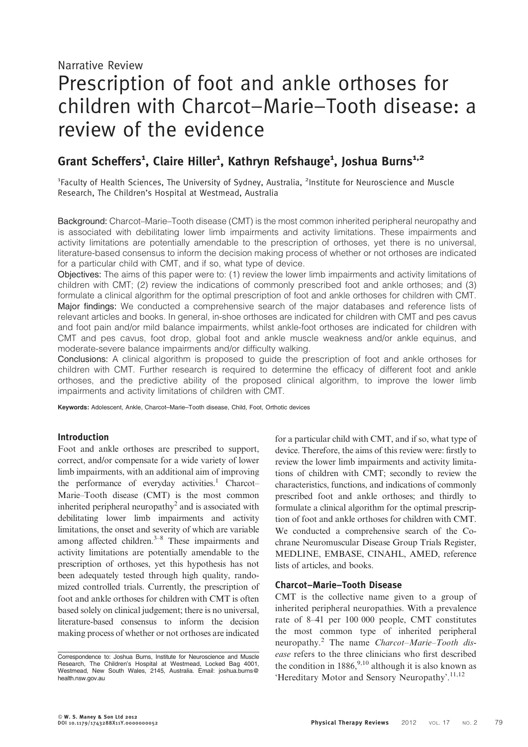Narrative Review

# Prescription of foot and ankle orthoses for children with Charcot–Marie–Tooth disease: a review of the evidence

**Grant Scheffers[1], Claire Hiller[1], Kathryn Refshauge[1], Joshua Burns[1,2]**

[1]Faculty of Health Sciences, The University of Sydney, Australia, [2]Institute for Neuroscience and Muscle Research, The Children's Hospital at Westmead, Australia

Background: Charcot–Marie–Tooth disease (CMT) is the most common inherited peripheral neuropathy and is associated with debilitating lower limb impairments and activity limitations. These impairments and activity limitations are potentially amendable to the prescription of orthoses, yet there is no universal, literature-based consensus to inform the decision making process of whether or not orthoses are indicated for a particular child with CMT, and if so, what type of device.

Objectives: The aims of this paper were to: (1) review the lower limb impairments and activity limitations of children with CMT; (2) review the indications of commonly prescribed foot and ankle orthoses; and (3) formulate a clinical algorithm for the optimal prescription of foot and ankle orthoses for children with CMT.

Major findings: We conducted a comprehensive search of the major databases and reference lists of relevant articles and books. In general, in-shoe orthoses are indicated for children with CMT and pes cavus and foot pain and/or mild balance impairments, whilst ankle-foot orthoses are indicated for children with CMT and pes cavus, foot drop, global foot and ankle muscle weakness and/or ankle equinus, and moderate-severe balance impairments and/or difficulty walking.

Conclusions: A clinical algorithm is proposed to guide the prescription of foot and ankle orthoses for children with CMT. Further research is required to determine the efficacy of different foot and ankle orthoses, and the predictive ability of the proposed clinical algorithm, to improve the lower limb impairments and activity limitations of children with CMT.

**Keywords:** Adolescent, Ankle, Charcot–Marie–Tooth disease, Child, Foot, Orthotic devices

## Introduction

Foot and ankle orthoses are prescribed to support, correct, and/or compensate for a wide variety of lower limb impairments, with an additional aim of improving the performance of everyday activities.[1] Charcot–Marie–Tooth disease (CMT) is the most common inherited peripheral neuropathy[2] and is associated with debilitating lower limb impairments and activity limitations, the onset and severity of which are variable among affected children.[3–8] These impairments and activity limitations are potentially amendable to the prescription of orthoses, yet this hypothesis has not been adequately tested through high quality, randomized controlled trials. Currently, the prescription of foot and ankle orthoses for children with CMT is often based solely on clinical judgement; there is no universal, literature-based consensus to inform the decision making process of whether or not orthoses are indicated for a particular child with CMT, and if so, what type of device. Therefore, the aims of this review were: firstly to review the lower limb impairments and activity limitations of children with CMT; secondly to review the characteristics, functions, and indications of commonly prescribed foot and ankle orthoses; and thirdly to formulate a clinical algorithm for the optimal prescription of foot and ankle orthoses for children with CMT. We conducted a comprehensive search of the Cochrane Neuromuscular Disease Group Trials Register, MEDLINE, EMBASE, CINAHL, AMED, reference lists of articles, and books.

## Charcot–Marie–Tooth Disease

CMT is the collective name given to a group of inherited peripheral neuropathies. With a prevalence rate of 8–41 per 100 000 people, CMT constitutes the most common type of inherited peripheral neuropathy.[2] The name *Charcot–Marie–Tooth disease* refers to the three clinicians who first described the condition in 1886,[9,10] although it is also known as 'Hereditary Motor and Sensory Neuropathy'.[11,12]

Correspondence to: Joshua Burns, Institute for Neuroscience and Muscle Research, The Children's Hospital at Westmead, Locked Bag 4001, Westmead, New South Wales, 2145, Australia. Email: joshua.burns@health.nsw.gov.au

© W. S. Maney & Son Ltd 2012
DOI 10.1179/1743288X11Y.0000000052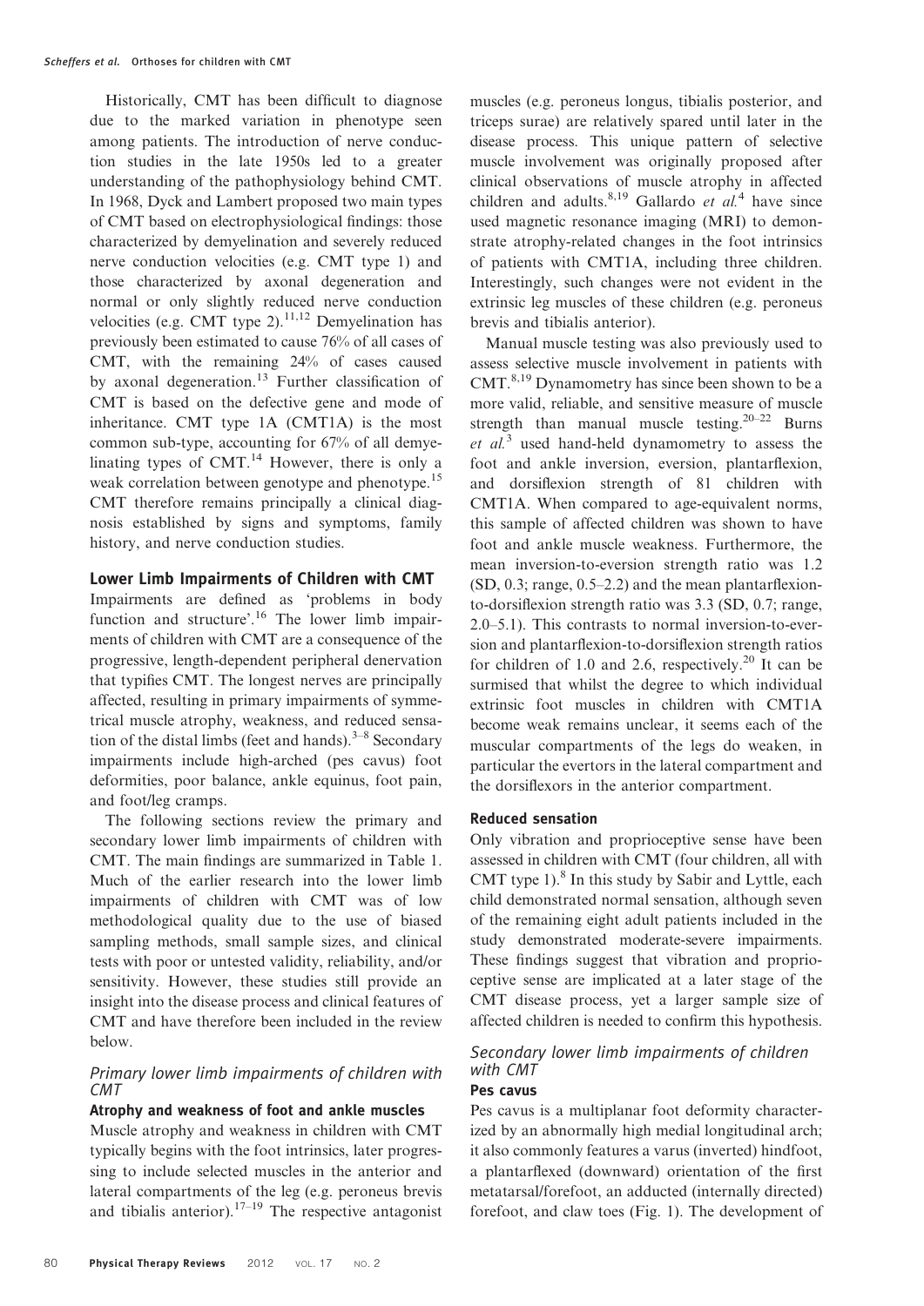Historically, CMT has been difficult to diagnose due to the marked variation in phenotype seen among patients. The introduction of nerve conduction studies in the late 1950s led to a greater understanding of the pathophysiology behind CMT. In 1968, Dyck and Lambert proposed two main types of CMT based on electrophysiological findings: those characterized by demyelination and severely reduced nerve conduction velocities (e.g. CMT type 1) and those characterized by axonal degeneration and normal or only slightly reduced nerve conduction velocities (e.g. CMT type 2).[11,12] Demyelination has previously been estimated to cause 76% of all cases of CMT, with the remaining 24% of cases caused by axonal degeneration.[13] Further classification of CMT is based on the defective gene and mode of inheritance. CMT type 1A (CMT1A) is the most common sub-type, accounting for 67% of all demyelinating types of CMT.[14] However, there is only a weak correlation between genotype and phenotype.[15] CMT therefore remains principally a clinical diagnosis established by signs and symptoms, family history, and nerve conduction studies.

## Lower Limb Impairments of Children with CMT

Impairments are defined as 'problems in body function and structure'.[16] The lower limb impairments of children with CMT are a consequence of the progressive, length-dependent peripheral denervation that typifies CMT. The longest nerves are principally affected, resulting in primary impairments of symmetrical muscle atrophy, weakness, and reduced sensation of the distal limbs (feet and hands).[3–8] Secondary impairments include high-arched (pes cavus) foot deformities, poor balance, ankle equinus, foot pain, and foot/leg cramps.

The following sections review the primary and secondary lower limb impairments of children with CMT. The main findings are summarized in Table 1. Much of the earlier research into the lower limb impairments of children with CMT was of low methodological quality due to the use of biased sampling methods, small sample sizes, and clinical tests with poor or untested validity, reliability, and/or sensitivity. However, these studies still provide an insight into the disease process and clinical features of CMT and have therefore been included in the review below.

### *Primary lower limb impairments of children with CMT*

#### Atrophy and weakness of foot and ankle muscles

Muscle atrophy and weakness in children with CMT typically begins with the foot intrinsics, later progressing to include selected muscles in the anterior and lateral compartments of the leg (e.g. peroneus brevis and tibialis anterior).[17–19] The respective antagonist muscles (e.g. peroneus longus, tibialis posterior, and triceps surae) are relatively spared until later in the disease process. This unique pattern of selective muscle involvement was originally proposed after clinical observations of muscle atrophy in affected children and adults.[8,19] Gallardo *et al.*[4] have since used magnetic resonance imaging (MRI) to demonstrate atrophy-related changes in the foot intrinsics of patients with CMT1A, including three children. Interestingly, such changes were not evident in the extrinsic leg muscles of these children (e.g. peroneus brevis and tibialis anterior).

Manual muscle testing was also previously used to assess selective muscle involvement in patients with CMT.[8,19] Dynamometry has since been shown to be a more valid, reliable, and sensitive measure of muscle strength than manual muscle testing.[20–22] Burns *et al.*[3] used hand-held dynamometry to assess the foot and ankle inversion, eversion, plantarflexion, and dorsiflexion strength of 81 children with CMT1A. When compared to age-equivalent norms, this sample of affected children was shown to have foot and ankle muscle weakness. Furthermore, the mean inversion-to-eversion strength ratio was 1.2 (SD, 0.3; range, 0.5–2.2) and the mean plantarflexion-to-dorsiflexion strength ratio was 3.3 (SD, 0.7; range, 2.0–5.1). This contrasts to normal inversion-to-eversion and plantarflexion-to-dorsiflexion strength ratios for children of 1.0 and 2.6, respectively.[20] It can be surmised that whilst the degree to which individual extrinsic foot muscles in children with CMT1A become weak remains unclear, it seems each of the muscular compartments of the legs do weaken, in particular the evertors in the lateral compartment and the dorsiflexors in the anterior compartment.

#### Reduced sensation

Only vibration and proprioceptive sense have been assessed in children with CMT (four children, all with CMT type 1).[8] In this study by Sabir and Lyttle, each child demonstrated normal sensation, although seven of the remaining eight adult patients included in the study demonstrated moderate-severe impairments. These findings suggest that vibration and proprioceptive sense are implicated at a later stage of the CMT disease process, yet a larger sample size of affected children is needed to confirm this hypothesis.

### *Secondary lower limb impairments of children with CMT*

#### Pes cavus

Pes cavus is a multiplanar foot deformity characterized by an abnormally high medial longitudinal arch; it also commonly features a varus (inverted) hindfoot, a plantarflexed (downward) orientation of the first metatarsal/forefoot, an adducted (internally directed) forefoot, and claw toes (Fig. 1). The development of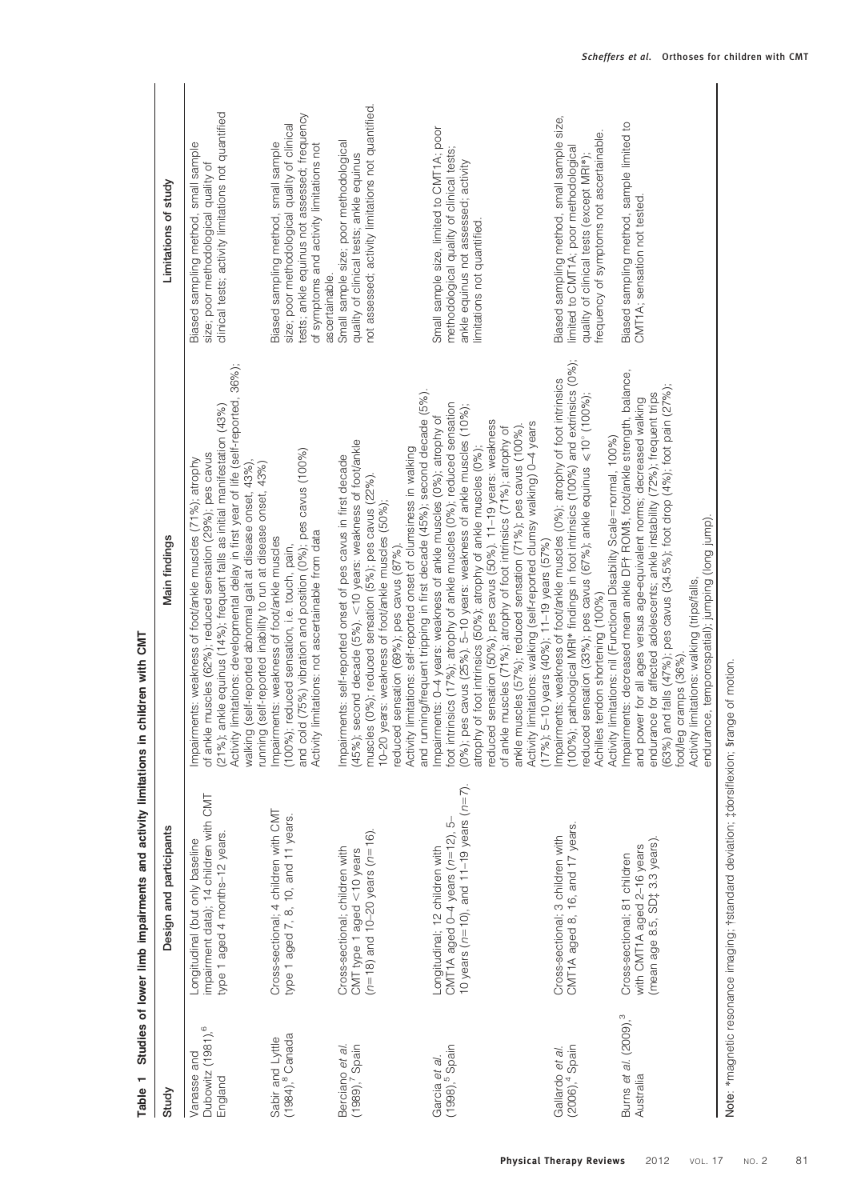**Table 1 Studies of lower limb impairments and activity limitations in children with CMT**

| Study | Design and participants | Main findings | Limitations of study |
|---|---|---|---|
| Vanasse and Dubowitz (1981),[6] England | Longitudinal (but only baseline impairment data); 14 children with CMT type 1 aged 4 months–12 years. | Impairments: weakness of foot/ankle muscles (71%); atrophy of ankle muscles (62%); reduced sensation (29%); pes cavus (21%); ankle equinus (14%); frequent falls as initial manifestation (43%). Activity limitations: developmental delay in first year of life (self-reported, 36%); walking (self-reported abnormal gait at disease onset, 43%), running (self-reported inability to run at disease onset, 43%) | Biased sampling method, small sample size; poor methodological quality of clinical tests; activity limitations not quantified |
| Sabir and Lyttle (1984),[8] Canada | Cross-sectional; 4 children with CMT type 1 aged 7, 8, 10, and 11 years. | Impairments: weakness of foot/ankle muscles (100%); reduced sensation, i.e. touch, pain, and cold (75%) vibration and position (0%); pes cavus (100%) Activity limitations: not ascertainable from data | Biased sampling method, small sample size; poor methodological quality of clinical tests; ankle equinus not assessed; frequency of symptoms and activity limitations not ascertainable. |
| Berciano *et al.* (1989),[7] Spain | Cross-sectional; children with CMT type 1 aged <10 years (*n*=18) and 10–20 years (*n*=16). | Impairments: self-reported onset of pes cavus in first decade (45%); second decade (5%). <10 years: weakness of foot/ankle muscles (0%); reduced sensation (5%); pes cavus (22%). 10–20 years: weakness of foot/ankle muscles (50%); reduced sensation (69%); pes cavus (87%). Activity limitations: self-reported onset of clumsiness in walking and running/frequent tripping in first decade (45%); second decade (5%). | Small sample size; poor methodological quality of clinical tests; ankle equinus not assessed; activity limitations not quantified. |
| Garcia *et al.* (1998),[5] Spain | Longitudinal; 12 children with CMT1A aged 0–4 years (*n*=12), 5–10 years (*n*=10), and 11–19 years (*n*=7). | Impairments: 0–4 years: weakness of ankle muscles (0%); atrophy of foot intrinsics (17%); atrophy of ankle muscles (0%); reduced sensation (0%); pes cavus (25%). 5–10 years: weakness of ankle muscles (10%); atrophy of foot intrinsics (50%); atrophy of ankle muscles (0%); reduced sensation (50%); pes cavus (50%). 11–19 years: weakness of ankle muscles (71%); atrophy of foot intrinsics (71%); atrophy of ankle muscles (57%); reduced sensation (71%); pes cavus (100%). Activity limitations: walking (self-reported clumsy walking) 0–4 years (17%); 5–10 years (40%); 11–19 years (57%) | Small sample size, limited to CMT1A; poor methodological quality of clinical tests; ankle equinus not assessed; activity limitations not quantified. |
| Gallardo *et al.* (2006),[4] Spain | Cross-sectional; 3 children with CMT1A aged 8, 16, and 17 years. | Impairments: weakness of foot/ankle muscles (0%); atrophy of foot intrinsics (100%); pathological MRI* findings in foot intrinsics (100%) and extrinsics (0%); reduced sensation (33%); pes cavus (67%); ankle equinus ≤10° (100%); Achilles tendon shortening (100%) Activity limitations: nil (Functional Disability Scale=normal, 100%) | Biased sampling method, small sample size, limited to CMT1A; poor methodological quality of clinical tests (except MRI*); frequency of symptoms not ascertainable. |
| Burns *et al.* (2009),[3] Australia | Cross-sectional; 81 children with CMT1A aged 2–16 years (mean age 8.5, SD‡ 3.3 years). | Impairments: decreased mean ankle DF† ROM§, foot/ankle strength, balance, and power for all ages versus age-equivalent norms; decreased walking endurance for affected adolescents; ankle instability (72%); frequent trips (63%) and falls (47%); pes cavus (34.5%); foot drop (4%); foot pain (27%); foot/leg cramps (36%). Activity limitations: walking (trips/falls, endurance, temporospatial); jumping (long jump). | Biased sampling method, sample limited to CMT1A; sensation not tested. |

Note: *magnetic resonance imaging; †standard deviation; ‡dorsiflexion; §range of motion.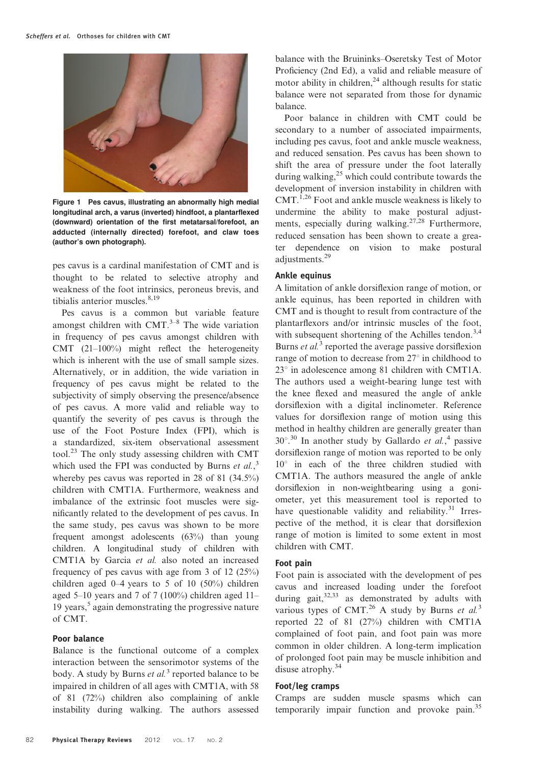Figure 1 Pes cavus, illustrating an abnormally high medial longitudinal arch, a varus (inverted) hindfoot, a plantarflexed (downward) orientation of the first metatarsal/forefoot, an adducted (internally directed) forefoot, and claw toes (author's own photograph).

pes cavus is a cardinal manifestation of CMT and is thought to be related to selective atrophy and weakness of the foot intrinsics, peroneus brevis, and tibialis anterior muscles.[8,19]

Pes cavus is a common but variable feature amongst children with CMT.[3–8] The wide variation in frequency of pes cavus amongst children with CMT (21–100%) might reflect the heterogeneity which is inherent with the use of small sample sizes. Alternatively, or in addition, the wide variation in frequency of pes cavus might be related to the subjectivity of simply observing the presence/absence of pes cavus. A more valid and reliable way to quantify the severity of pes cavus is through the use of the Foot Posture Index (FPI), which is a standardized, six-item observational assessment tool.[23] The only study assessing children with CMT which used the FPI was conducted by Burns *et al.*,[3] whereby pes cavus was reported in 28 of 81 (34.5%) children with CMT1A. Furthermore, weakness and imbalance of the extrinsic foot muscles were significantly related to the development of pes cavus. In the same study, pes cavus was shown to be more frequent amongst adolescents (63%) than young children. A longitudinal study of children with CMT1A by Garcia *et al.* also noted an increased frequency of pes cavus with age from 3 of 12 (25%) children aged 0–4 years to 5 of 10 (50%) children aged 5–10 years and 7 of 7 (100%) children aged 11–19 years,[5] again demonstrating the progressive nature of CMT.

### Poor balance

Balance is the functional outcome of a complex interaction between the sensorimotor systems of the body. A study by Burns *et al.*[3] reported balance to be impaired in children of all ages with CMT1A, with 58 of 81 (72%) children also complaining of ankle instability during walking. The authors assessed balance with the Bruininks–Oseretsky Test of Motor Proficiency (2nd Ed), a valid and reliable measure of motor ability in children,[24] although results for static balance were not separated from those for dynamic balance.

Poor balance in children with CMT could be secondary to a number of associated impairments, including pes cavus, foot and ankle muscle weakness, and reduced sensation. Pes cavus has been shown to shift the area of pressure under the foot laterally during walking,[25] which could contribute towards the development of inversion instability in children with CMT.[1,26] Foot and ankle muscle weakness is likely to undermine the ability to make postural adjustments, especially during walking.[27,28] Furthermore, reduced sensation has been shown to create a greater dependence on vision to make postural adjustments.[29]

### Ankle equinus

A limitation of ankle dorsiflexion range of motion, or ankle equinus, has been reported in children with CMT and is thought to result from contracture of the plantarflexors and/or intrinsic muscles of the foot, with subsequent shortening of the Achilles tendon.[3,4] Burns *et al.*[3] reported the average passive dorsiflexion range of motion to decrease from 27° in childhood to 23° in adolescence among 81 children with CMT1A. The authors used a weight-bearing lunge test with the knee flexed and measured the angle of ankle dorsiflexion with a digital inclinometer. Reference values for dorsiflexion range of motion using this method in healthy children are generally greater than 30°.[30] In another study by Gallardo *et al.*,[4] passive dorsiflexion range of motion was reported to be only 10° in each of the three children studied with CMT1A. The authors measured the angle of ankle dorsiflexion in non-weightbearing using a goniometer, yet this measurement tool is reported to have questionable validity and reliability.[31] Irrespective of the method, it is clear that dorsiflexion range of motion is limited to some extent in most children with CMT.

### Foot pain

Foot pain is associated with the development of pes cavus and increased loading under the forefoot during gait,[32,33] as demonstrated by adults with various types of CMT.[26] A study by Burns *et al.*[3] reported 22 of 81 (27%) children with CMT1A complained of foot pain, and foot pain was more common in older children. A long-term implication of prolonged foot pain may be muscle inhibition and disuse atrophy.[34]

### Foot/leg cramps

Cramps are sudden muscle spasms which can temporarily impair function and provoke pain.[35]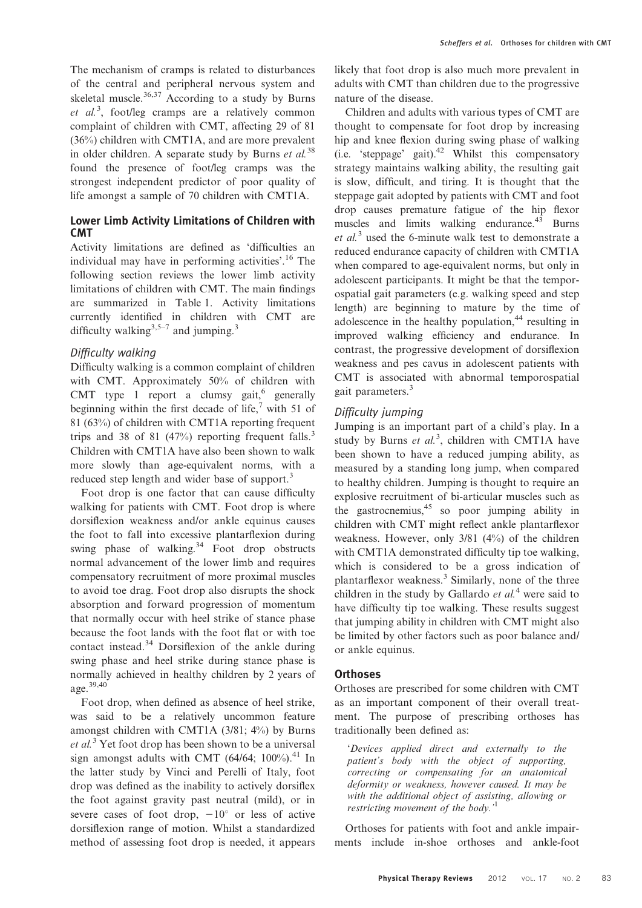The mechanism of cramps is related to disturbances of the central and peripheral nervous system and skeletal muscle.[36,37] According to a study by Burns *et al.*[3], foot/leg cramps are a relatively common complaint of children with CMT, affecting 29 of 81 (36%) children with CMT1A, and are more prevalent in older children. A separate study by Burns *et al.*[38] found the presence of foot/leg cramps was the strongest independent predictor of poor quality of life amongst a sample of 70 children with CMT1A.

## Lower Limb Activity Limitations of Children with CMT

Activity limitations are defined as 'difficulties an individual may have in performing activities'.[16] The following section reviews the lower limb activity limitations of children with CMT. The main findings are summarized in Table 1. Activity limitations currently identified in children with CMT are difficulty walking[3,5–7] and jumping.[3]

### *Difficulty walking*

Difficulty walking is a common complaint of children with CMT. Approximately 50% of children with CMT type 1 report a clumsy gait,[6] generally beginning within the first decade of life,[7] with 51 of 81 (63%) of children with CMT1A reporting frequent trips and 38 of 81 (47%) reporting frequent falls.[3] Children with CMT1A have also been shown to walk more slowly than age-equivalent norms, with a reduced step length and wider base of support.[3]

Foot drop is one factor that can cause difficulty walking for patients with CMT. Foot drop is where dorsiflexion weakness and/or ankle equinus causes the foot to fall into excessive plantarflexion during swing phase of walking.[34] Foot drop obstructs normal advancement of the lower limb and requires compensatory recruitment of more proximal muscles to avoid toe drag. Foot drop also disrupts the shock absorption and forward progression of momentum that normally occur with heel strike of stance phase because the foot lands with the foot flat or with toe contact instead.[34] Dorsiflexion of the ankle during swing phase and heel strike during stance phase is normally achieved in healthy children by 2 years of age.[39,40]

Foot drop, when defined as absence of heel strike, was said to be a relatively uncommon feature amongst children with CMT1A (3/81; 4%) by Burns *et al.*[3] Yet foot drop has been shown to be a universal sign amongst adults with CMT (64/64; 100%).[41] In the latter study by Vinci and Perelli of Italy, foot drop was defined as the inability to actively dorsiflex the foot against gravity past neutral (mild), or in severe cases of foot drop, $-10^{\circ}$ or less of active dorsiflexion range of motion. Whilst a standardized method of assessing foot drop is needed, it appears likely that foot drop is also much more prevalent in adults with CMT than children due to the progressive nature of the disease.

Children and adults with various types of CMT are thought to compensate for foot drop by increasing hip and knee flexion during swing phase of walking (i.e. 'steppage' gait).[42] Whilst this compensatory strategy maintains walking ability, the resulting gait is slow, difficult, and tiring. It is thought that the steppage gait adopted by patients with CMT and foot drop causes premature fatigue of the hip flexor muscles and limits walking endurance.[43] Burns *et al.*[3] used the 6-minute walk test to demonstrate a reduced endurance capacity of children with CMT1A when compared to age-equivalent norms, but only in adolescent participants. It might be that the temporospatial gait parameters (e.g. walking speed and step length) are beginning to mature by the time of adolescence in the healthy population,[44] resulting in improved walking efficiency and endurance. In contrast, the progressive development of dorsiflexion weakness and pes cavus in adolescent patients with CMT is associated with abnormal temporospatial gait parameters.[3]

### *Difficulty jumping*

Jumping is an important part of a child's play. In a study by Burns *et al.*[3], children with CMT1A have been shown to have a reduced jumping ability, as measured by a standing long jump, when compared to healthy children. Jumping is thought to require an explosive recruitment of bi-articular muscles such as the gastrocnemius,[45] so poor jumping ability in children with CMT might reflect ankle plantarflexor weakness. However, only 3/81 (4%) of the children with CMT1A demonstrated difficulty tip toe walking, which is considered to be a gross indication of plantarflexor weakness.[3] Similarly, none of the three children in the study by Gallardo *et al.*[4] were said to have difficulty tip toe walking. These results suggest that jumping ability in children with CMT might also be limited by other factors such as poor balance and/or ankle equinus.

## Orthoses

Orthoses are prescribed for some children with CMT as an important component of their overall treatment. The purpose of prescribing orthoses has traditionally been defined as:

> '*Devices applied direct and externally to the patient's body with the object of supporting, correcting or compensating for an anatomical deformity or weakness, however caused. It may be with the additional object of assisting, allowing or restricting movement of the body.*'[1]

Orthoses for patients with foot and ankle impairments include in-shoe orthoses and ankle-foot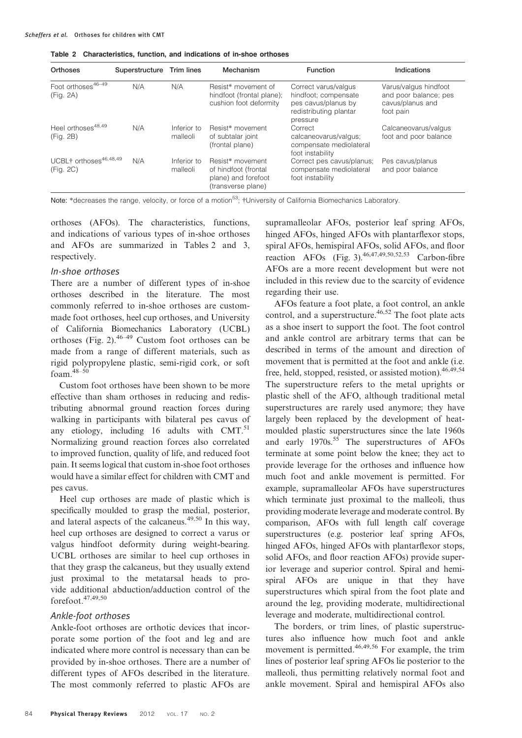**Table 2 Characteristics, function, and indications of in-shoe orthoses**

| Orthoses | Superstructure | Trim lines | Mechanism | Function | Indications |
|---|---|---|---|---|---|
| Foot orthoses[46–49] (Fig. 2A) | N/A | N/A | Resist* movement of hindfoot (frontal plane); cushion foot deformity | Correct varus/valgus hindfoot; compensate pes cavus/planus by redistributing plantar pressure | Varus/valgus hindfoot and poor balance; pes cavus/planus and foot pain |
| Heel orthoses[48,49] (Fig. 2B) | N/A | Inferior to malleoli | Resist* movement of subtalar joint (frontal plane) | Correct calcaneovarus/valgus; compensate mediolateral foot instability | Calcaneovarus/valgus foot and poor balance |
| UCBL† orthoses[46,48,49] (Fig. 2C) | N/A | Inferior to malleoli | Resist* movement of hindfoot (frontal plane) and forefoot (transverse plane) | Correct pes cavus/planus; compensate mediolateral foot instability | Pes cavus/planus and poor balance |

Note: *decreases the range, velocity, or force of a motion[53]; †University of California Biomechanics Laboratory.

orthoses (AFOs). The characteristics, functions, and indications of various types of in-shoe orthoses and AFOs are summarized in Tables 2 and 3, respectively.

### *In-shoe orthoses*

There are a number of different types of in-shoe orthoses described in the literature. The most commonly referred to in-shoe orthoses are custom-made foot orthoses, heel cup orthoses, and University of California Biomechanics Laboratory (UCBL) orthoses (Fig. 2).[46–49] Custom foot orthoses can be made from a range of different materials, such as rigid polypropylene plastic, semi-rigid cork, or soft foam.[48–50]

Custom foot orthoses have been shown to be more effective than sham orthoses in reducing and redistributing abnormal ground reaction forces during walking in participants with bilateral pes cavus of any etiology, including 16 adults with CMT.[51] Normalizing ground reaction forces also correlated to improved function, quality of life, and reduced foot pain. It seems logical that custom in-shoe foot orthoses would have a similar effect for children with CMT and pes cavus.

Heel cup orthoses are made of plastic which is specifically moulded to grasp the medial, posterior, and lateral aspects of the calcaneus.[49,50] In this way, heel cup orthoses are designed to correct a varus or valgus hindfoot deformity during weight-bearing. UCBL orthoses are similar to heel cup orthoses in that they grasp the calcaneus, but they usually extend just proximal to the metatarsal heads to provide additional abduction/adduction control of the forefoot.[47,49,50]

### *Ankle-foot orthoses*

Ankle-foot orthoses are orthotic devices that incorporate some portion of the foot and leg and are indicated where more control is necessary than can be provided by in-shoe orthoses. There are a number of different types of AFOs described in the literature. The most commonly referred to plastic AFOs are supramalleolar AFOs, posterior leaf spring AFOs, hinged AFOs, hinged AFOs with plantarflexor stops, spiral AFOs, hemispiral AFOs, solid AFOs, and floor reaction AFOs (Fig. 3).[46,47,49,50,52,53] Carbon-fibre AFOs are a more recent development but were not included in this review due to the scarcity of evidence regarding their use.

AFOs feature a foot plate, a foot control, an ankle control, and a superstructure.[46,52] The foot plate acts as a shoe insert to support the foot. The foot control and ankle control are arbitrary terms that can be described in terms of the amount and direction of movement that is permitted at the foot and ankle (i.e. free, held, stopped, resisted, or assisted motion).[46,49,54] The superstructure refers to the metal uprights or plastic shell of the AFO, although traditional metal superstructures are rarely used anymore; they have largely been replaced by the development of heat-moulded plastic superstructures since the late 1960s and early 1970s.[55] The superstructures of AFOs terminate at some point below the knee; they act to provide leverage for the orthoses and influence how much foot and ankle movement is permitted. For example, supramalleolar AFOs have superstructures which terminate just proximal to the malleoli, thus providing moderate leverage and moderate control. By comparison, AFOs with full length calf coverage superstructures (e.g. posterior leaf spring AFOs, hinged AFOs, hinged AFOs with plantarflexor stops, solid AFOs, and floor reaction AFOs) provide superior leverage and superior control. Spiral and hemispiral AFOs are unique in that they have superstructures which spiral from the foot plate and around the leg, providing moderate, multidirectional leverage and moderate, multidirectional control.

The borders, or trim lines, of plastic superstructures also influence how much foot and ankle movement is permitted.[46,49,56] For example, the trim lines of posterior leaf spring AFOs lie posterior to the malleoli, thus permitting relatively normal foot and ankle movement. Spiral and hemispiral AFOs also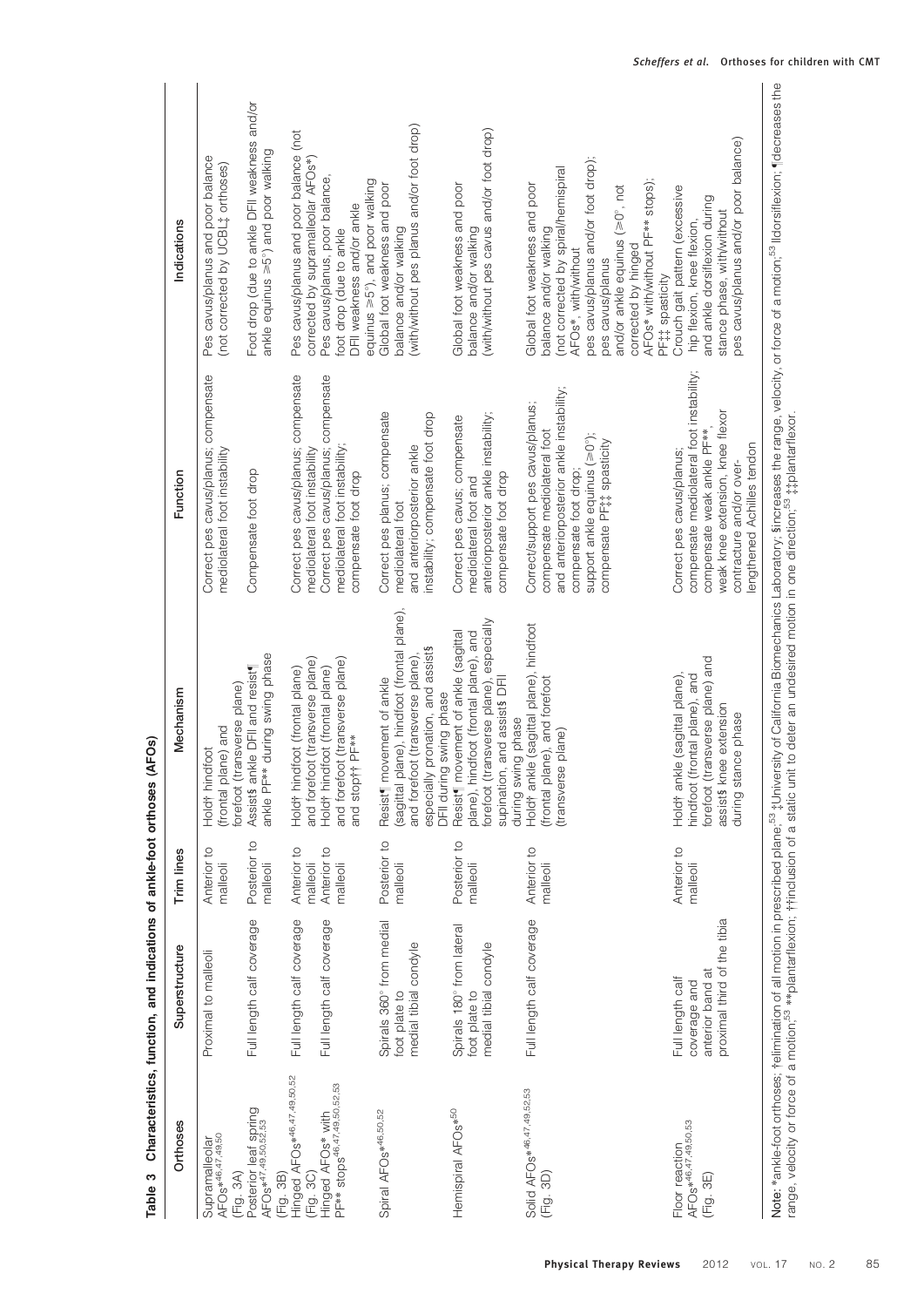**Table 3 Characteristics, function, and indications of ankle-foot orthoses (AFOs)**

| Orthoses | Superstructure | Trim lines | Mechanism | Function | Indications |
|---|---|---|---|---|---|
| Supramalleolar AFOs*[46,47,49,50] (Fig. 3A) | Proximal to malleoli | Anterior to malleoli | Hold† hindfoot (frontal plane) and forefoot (transverse plane) | Correct pes cavus/planus; compensate mediolateral foot instability | Pes cavus/planus and poor balance (not corrected by UCBL‡ orthoses) |
| Posterior leaf spring AFOs*[47,49,50,52,53] (Fig. 3B) | Full length calf coverage | Posterior to malleoli | Assist§ ankle DFI and resist¶ ankle PF** during swing phase | Compensate foot drop | Foot drop (due to ankle DFI weakness and/or ankle equinus ≥5°) and poor walking |
| Hinged AFOs*[46,47,49,50,52] (Fig. 3C) | Full length calf coverage | Anterior to malleoli | Hold† hindfoot (frontal plane) and forefoot (transverse plane) | Correct pes cavus/planus; compensate mediolateral foot instability | Pes cavus/planus and poor balance (not corrected by supramalleolar AFOs*) |
| Hinged AFOs* with PF** stops[46,47,49,50,52,53] | Full length calf coverage | Anterior to malleoli | Hold† hindfoot (frontal plane) and forefoot (transverse plane) and stop†† PF** | Correct pes cavus/planus; compensate mediolateral foot instability; compensate foot drop | Pes cavus/planus, poor balance, foot drop (due to ankle DFI weakness and/or ankle equinus ≥5°), and poor walking |
| Spiral AFOs*[46,50,52] | Spirals 360° from medial foot plate to medial tibial condyle | Posterior to malleoli | Resist¶ movement of ankle (sagittal plane), hindfoot (frontal plane), and forefoot (transverse plane), especially pronation, and assist§ DFII during swing phase | Correct pes planus; compensate mediolateral foot and anteriorposterior ankle instability; compensate foot drop | Global foot weakness and poor balance and/or walking (with/without pes planus and/or foot drop) |
| Hemispiral AFOs*[50] | Spirals 180° from lateral foot plate to medial tibial condyle | Posterior to malleoli | Resist¶ movement of ankle (sagittal plane), hindfoot (frontal plane), and forefoot (transverse plane), especially supination, and assist§ DFII during swing phase | Correct pes cavus; compensate mediolateral foot and anteriorposterior ankle instability; compensate foot drop | Global foot weakness and poor balance and/or walking (with/without pes cavus and/or foot drop) |
| Solid AFOs*[46,47,49,52,53] (Fig. 3D) | Full length calf coverage | Anterior to malleoli | Hold† ankle (sagittal plane), hindfoot (frontal plane), and forefoot (transverse plane) | Correct/support pes cavus/planus; compensate mediolateral foot and anteriorposterior ankle instability; compensate foot drop; support ankle equinus (≥0°); compensate PF‡‡ spasticity | Global foot weakness and poor balance and/or walking (not corrected by spiral/hemispiral AFOs*, with/without pes cavus/planus and/or foot drop); pes cavus/planus and/or ankle equinus (≥0°, not corrected by hinged AFOs* with/without PF** stops); PF‡‡ spasticity |
| Floor reaction AFOs*[46,47,49,50,53] (Fig. 3E) | Full length calf coverage and anterior band at proximal third of the tibia | Anterior to malleoli | Hold† ankle (sagittal plane), hindfoot (frontal plane), and forefoot (transverse plane) and assist§ knee extension during stance phase | Correct pes cavus/planus; compensate mediolateral foot instability; compensate weak ankle PF**, weak knee extension, knee flexor contracture and/or over-lengthened Achilles tendon | Crouch gait pattern (excessive hip flexion, knee flexion, and ankle dorsiflexion during stance phase, with/without pes cavus/planus and/or poor balance) |

Note: *ankle-foot orthoses; †elimination of all motion in prescribed plane;[53] ‡University of California Biomechanics Laboratory; §increases the range, velocity, or force of a motion;[53] ||dorsiflexion; ¶decreases the range, velocity or force of a motion;[53] **plantarflexion; ††inclusion of a static unit to deter an undesired motion in one direction;[53] ‡‡plantarflexor.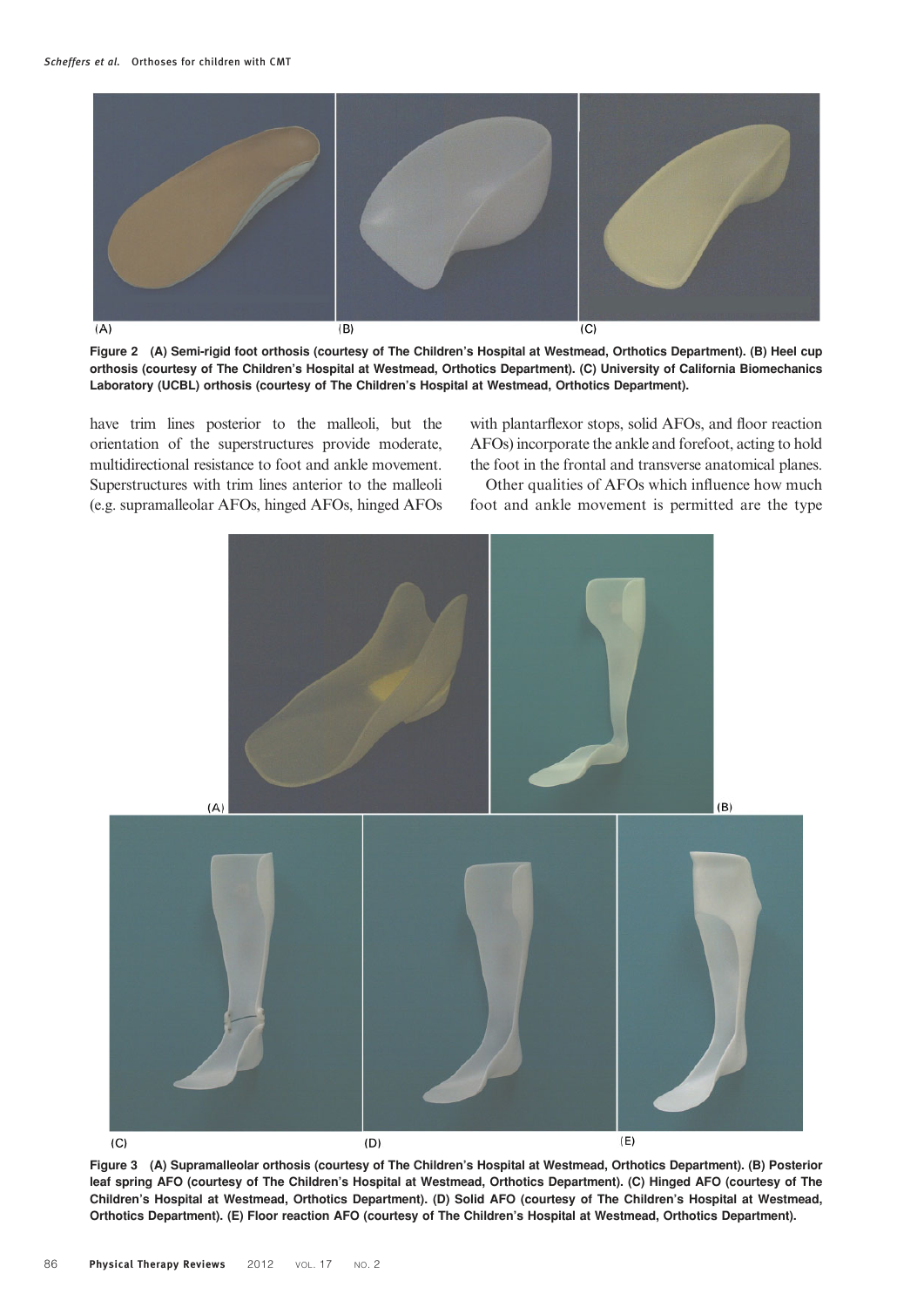Figure 2 (A) Semi-rigid foot orthosis (courtesy of The Children's Hospital at Westmead, Orthotics Department). (B) Heel cup orthosis (courtesy of The Children's Hospital at Westmead, Orthotics Department). (C) University of California Biomechanics Laboratory (UCBL) orthosis (courtesy of The Children's Hospital at Westmead, Orthotics Department).

have trim lines posterior to the malleoli, but the orientation of the superstructures provide moderate, multidirectional resistance to foot and ankle movement. Superstructures with trim lines anterior to the malleoli (e.g. supramalleolar AFOs, hinged AFOs, hinged AFOs with plantarflexor stops, solid AFOs, and floor reaction AFOs) incorporate the ankle and forefoot, acting to hold the foot in the frontal and transverse anatomical planes.

Other qualities of AFOs which influence how much foot and ankle movement is permitted are the type

Figure 3 (A) Supramalleolar orthosis (courtesy of The Children's Hospital at Westmead, Orthotics Department). (B) Posterior leaf spring AFO (courtesy of The Children's Hospital at Westmead, Orthotics Department). (C) Hinged AFO (courtesy of The Children's Hospital at Westmead, Orthotics Department). (D) Solid AFO (courtesy of The Children's Hospital at Westmead, Orthotics Department). (E) Floor reaction AFO (courtesy of The Children's Hospital at Westmead, Orthotics Department).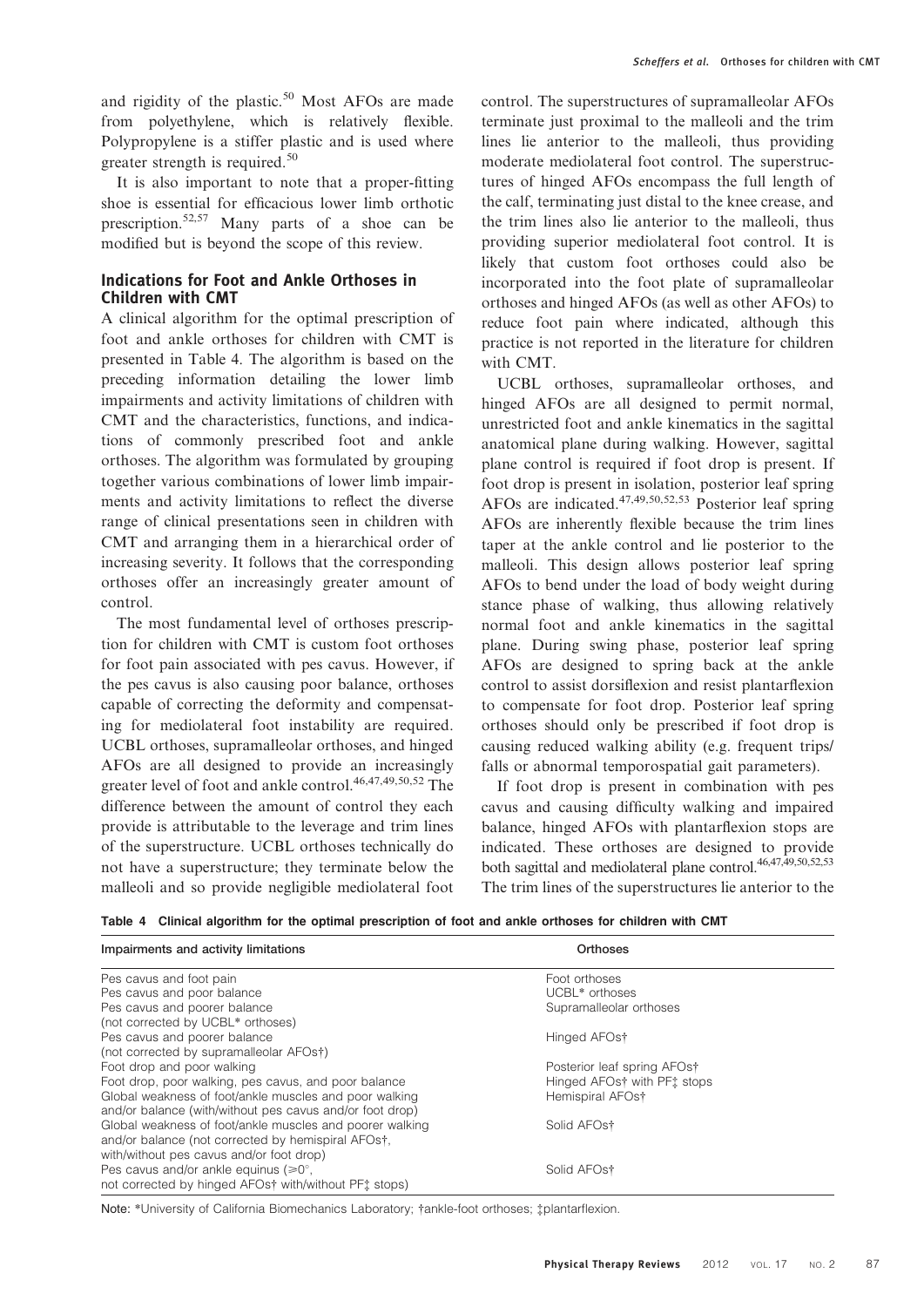and rigidity of the plastic.[50] Most AFOs are made from polyethylene, which is relatively flexible. Polypropylene is a stiffer plastic and is used where greater strength is required.[50]

It is also important to note that a proper-fitting shoe is essential for efficacious lower limb orthotic prescription.[52,57] Many parts of a shoe can be modified but is beyond the scope of this review.

## Indications for Foot and Ankle Orthoses in Children with CMT

A clinical algorithm for the optimal prescription of foot and ankle orthoses for children with CMT is presented in Table 4. The algorithm is based on the preceding information detailing the lower limb impairments and activity limitations of children with CMT and the characteristics, functions, and indications of commonly prescribed foot and ankle orthoses. The algorithm was formulated by grouping together various combinations of lower limb impairments and activity limitations to reflect the diverse range of clinical presentations seen in children with CMT and arranging them in a hierarchical order of increasing severity. It follows that the corresponding orthoses offer an increasingly greater amount of control.

The most fundamental level of orthoses prescription for children with CMT is custom foot orthoses for foot pain associated with pes cavus. However, if the pes cavus is also causing poor balance, orthoses capable of correcting the deformity and compensating for mediolateral foot instability are required. UCBL orthoses, supramalleolar orthoses, and hinged AFOs are all designed to provide an increasingly greater level of foot and ankle control.[46,47,49,50,52] The difference between the amount of control they each provide is attributable to the leverage and trim lines of the superstructure. UCBL orthoses technically do not have a superstructure; they terminate below the malleoli and so provide negligible mediolateral foot control. The superstructures of supramalleolar AFOs terminate just proximal to the malleoli and the trim lines lie anterior to the malleoli, thus providing moderate mediolateral foot control. The superstructures of hinged AFOs encompass the full length of the calf, terminating just distal to the knee crease, and the trim lines also lie anterior to the malleoli, thus providing superior mediolateral foot control. It is likely that custom foot orthoses could also be incorporated into the foot plate of supramalleolar orthoses and hinged AFOs (as well as other AFOs) to reduce foot pain where indicated, although this practice is not reported in the literature for children with CMT.

UCBL orthoses, supramalleolar orthoses, and hinged AFOs are all designed to permit normal, unrestricted foot and ankle kinematics in the sagittal anatomical plane during walking. However, sagittal plane control is required if foot drop is present. If foot drop is present in isolation, posterior leaf spring AFOs are indicated.[47,49,50,52,53] Posterior leaf spring AFOs are inherently flexible because the trim lines taper at the ankle control and lie posterior to the malleoli. This design allows posterior leaf spring AFOs to bend under the load of body weight during stance phase of walking, thus allowing relatively normal foot and ankle kinematics in the sagittal plane. During swing phase, posterior leaf spring AFOs are designed to spring back at the ankle control to assist dorsiflexion and resist plantarflexion to compensate for foot drop. Posterior leaf spring orthoses should only be prescribed if foot drop is causing reduced walking ability (e.g. frequent trips/falls or abnormal temporospatial gait parameters).

If foot drop is present in combination with pes cavus and causing difficulty walking and impaired balance, hinged AFOs with plantarflexion stops are indicated. These orthoses are designed to provide both sagittal and mediolateral plane control.[46,47,49,50,52,53] The trim lines of the superstructures lie anterior to the

**Table 4 Clinical algorithm for the optimal prescription of foot and ankle orthoses for children with CMT**

| Impairments and activity limitations | Orthoses |
|---|---|
| Pes cavus and foot pain | Foot orthoses |
| Pes cavus and poor balance | UCBL* orthoses |
| Pes cavus and poorer balance (not corrected by UCBL* orthoses) | Supramalleolar orthoses |
| Pes cavus and poorer balance (not corrected by supramalleolar AFOs†) | Hinged AFOs† |
| Foot drop and poor walking | Posterior leaf spring AFOs† |
| Foot drop, poor walking, pes cavus, and poor balance | Hinged AFOs† with PF‡ stops |
| Global weakness of foot/ankle muscles and poor walking and/or balance (with/without pes cavus and/or foot drop) | Hemispiral AFOs† |
| Global weakness of foot/ankle muscles and poorer walking and/or balance (not corrected by hemispiral AFOs†, with/without pes cavus and/or foot drop) | Solid AFOs† |
| Pes cavus and/or ankle equinus (⩾0°, not corrected by hinged AFOs† with/without PF‡ stops) | Solid AFOs† |

Note: *University of California Biomechanics Laboratory; †ankle-foot orthoses; ‡plantarflexion.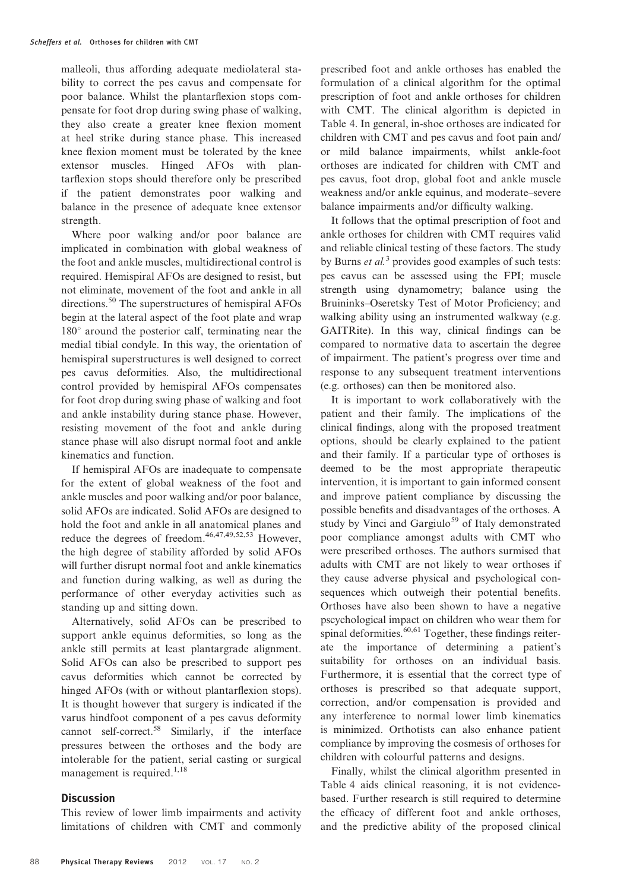malleoli, thus affording adequate mediolateral stability to correct the pes cavus and compensate for poor balance. Whilst the plantarflexion stops compensate for foot drop during swing phase of walking, they also create a greater knee flexion moment at heel strike during stance phase. This increased knee flexion moment must be tolerated by the knee extensor muscles. Hinged AFOs with plantarflexion stops should therefore only be prescribed if the patient demonstrates poor walking and balance in the presence of adequate knee extensor strength.

Where poor walking and/or poor balance are implicated in combination with global weakness of the foot and ankle muscles, multidirectional control is required. Hemispiral AFOs are designed to resist, but not eliminate, movement of the foot and ankle in all directions.[50] The superstructures of hemispiral AFOs begin at the lateral aspect of the foot plate and wrap 180° around the posterior calf, terminating near the medial tibial condyle. In this way, the orientation of hemispiral superstructures is well designed to correct pes cavus deformities. Also, the multidirectional control provided by hemispiral AFOs compensates for foot drop during swing phase of walking and foot and ankle instability during stance phase. However, resisting movement of the foot and ankle during stance phase will also disrupt normal foot and ankle kinematics and function.

If hemispiral AFOs are inadequate to compensate for the extent of global weakness of the foot and ankle muscles and poor walking and/or poor balance, solid AFOs are indicated. Solid AFOs are designed to hold the foot and ankle in all anatomical planes and reduce the degrees of freedom.[46,47,49,52,53] However, the high degree of stability afforded by solid AFOs will further disrupt normal foot and ankle kinematics and function during walking, as well as during the performance of other everyday activities such as standing up and sitting down.

Alternatively, solid AFOs can be prescribed to support ankle equinus deformities, so long as the ankle still permits at least plantargrade alignment. Solid AFOs can also be prescribed to support pes cavus deformities which cannot be corrected by hinged AFOs (with or without plantarflexion stops). It is thought however that surgery is indicated if the varus hindfoot component of a pes cavus deformity cannot self-correct.[58] Similarly, if the interface pressures between the orthoses and the body are intolerable for the patient, serial casting or surgical management is required.[1,18]

## Discussion

This review of lower limb impairments and activity limitations of children with CMT and commonly prescribed foot and ankle orthoses has enabled the formulation of a clinical algorithm for the optimal prescription of foot and ankle orthoses for children with CMT. The clinical algorithm is depicted in Table 4. In general, in-shoe orthoses are indicated for children with CMT and pes cavus and foot pain and/or mild balance impairments, whilst ankle-foot orthoses are indicated for children with CMT and pes cavus, foot drop, global foot and ankle muscle weakness and/or ankle equinus, and moderate–severe balance impairments and/or difficulty walking.

It follows that the optimal prescription of foot and ankle orthoses for children with CMT requires valid and reliable clinical testing of these factors. The study by Burns *et al.*[3] provides good examples of such tests: pes cavus can be assessed using the FPI; muscle strength using dynamometry; balance using the Bruininks–Oseretsky Test of Motor Proficiency; and walking ability using an instrumented walkway (e.g. GAITRite). In this way, clinical findings can be compared to normative data to ascertain the degree of impairment. The patient's progress over time and response to any subsequent treatment interventions (e.g. orthoses) can then be monitored also.

It is important to work collaboratively with the patient and their family. The implications of the clinical findings, along with the proposed treatment options, should be clearly explained to the patient and their family. If a particular type of orthoses is deemed to be the most appropriate therapeutic intervention, it is important to gain informed consent and improve patient compliance by discussing the possible benefits and disadvantages of the orthoses. A study by Vinci and Gargiulo[59] of Italy demonstrated poor compliance amongst adults with CMT who were prescribed orthoses. The authors surmised that adults with CMT are not likely to wear orthoses if they cause adverse physical and psychological consequences which outweigh their potential benefits. Orthoses have also been shown to have a negative pscychological impact on children who wear them for spinal deformities.[60,61] Together, these findings reiterate the importance of determining a patient's suitability for orthoses on an individual basis. Furthermore, it is essential that the correct type of orthoses is prescribed so that adequate support, correction, and/or compensation is provided and any interference to normal lower limb kinematics is minimized. Orthotists can also enhance patient compliance by improving the cosmesis of orthoses for children with colourful patterns and designs.

Finally, whilst the clinical algorithm presented in Table 4 aids clinical reasoning, it is not evidence-based. Further research is still required to determine the efficacy of different foot and ankle orthoses, and the predictive ability of the proposed clinical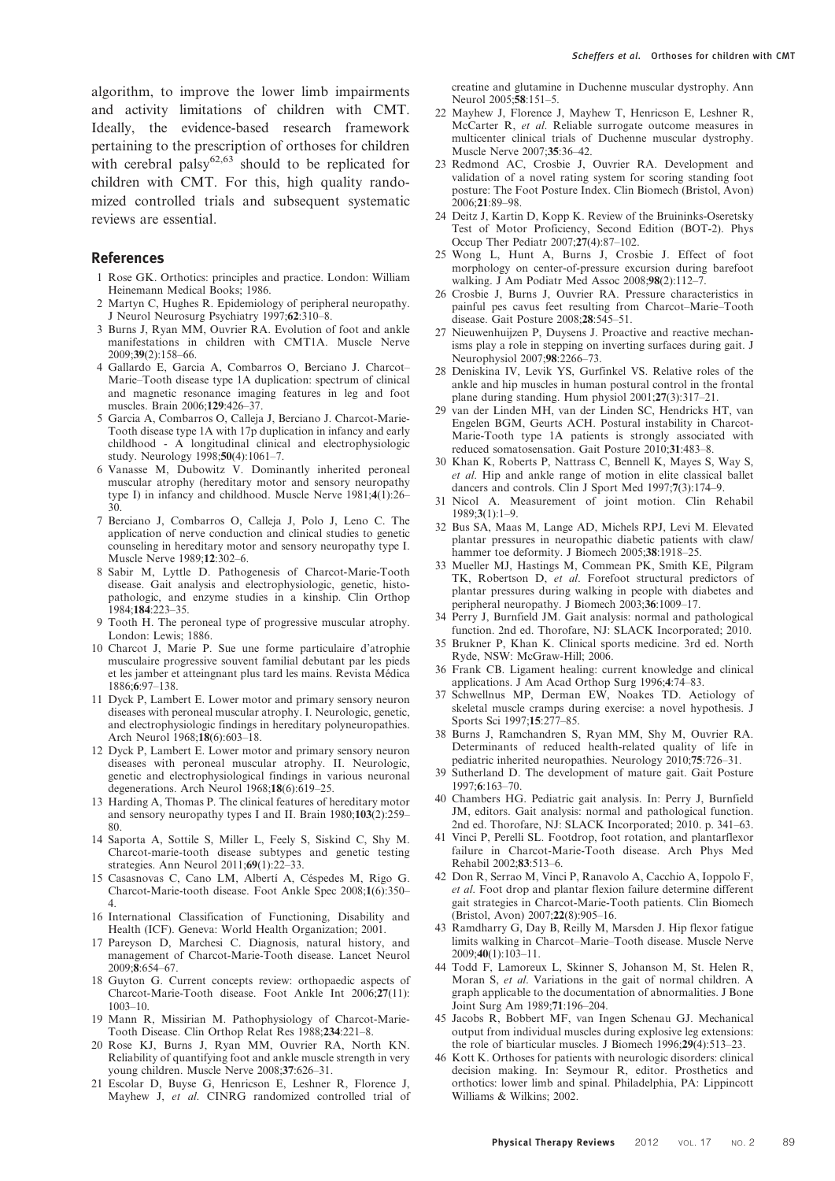algorithm, to improve the lower limb impairments and activity limitations of children with CMT. Ideally, the evidence-based research framework pertaining to the prescription of orthoses for children with cerebral palsy[62,63] should to be replicated for children with CMT. For this, high quality randomized controlled trials and subsequent systematic reviews are essential.

## References

1. Rose GK. Orthotics: principles and practice. London: William Heinemann Medical Books; 1986.
2. Martyn C, Hughes R. Epidemiology of peripheral neuropathy. J Neurol Neurosurg Psychiatry 1997;**62**:310–8.
3. Burns J, Ryan MM, Ouvrier RA. Evolution of foot and ankle manifestations in children with CMT1A. Muscle Nerve 2009;**39**(2):158–66.
4. Gallardo E, Garcia A, Combarros O, Berciano J. Charcot–Marie–Tooth disease type 1A duplication: spectrum of clinical and magnetic resonance imaging features in leg and foot muscles. Brain 2006;**129**:426–37.
5. Garcia A, Combarros O, Calleja J, Berciano J. Charcot-Marie-Tooth disease type 1A with 17p duplication in infancy and early childhood - A longitudinal clinical and electrophysiologic study. Neurology 1998;**50**(4):1061–7.
6. Vanasse M, Dubowitz V. Dominantly inherited peroneal muscular atrophy (hereditary motor and sensory neuropathy type I) in infancy and childhood. Muscle Nerve 1981;**4**(1):26–30.
7. Berciano J, Combarros O, Calleja J, Polo J, Leno C. The application of nerve conduction and clinical studies to genetic counseling in hereditary motor and sensory neuropathy type I. Muscle Nerve 1989;**12**:302–6.
8. Sabir M, Lyttle D. Pathogenesis of Charcot-Marie-Tooth disease. Gait analysis and electrophysiologic, genetic, histopathologic, and enzyme studies in a kinship. Clin Orthop 1984;**184**:223–35.
9. Tooth H. The peroneal type of progressive muscular atrophy. London: Lewis; 1886.
10. Charcot J, Marie P. Sue une forme particulaire d'atrophie musculaire progressive souvent familial debutant par les pieds et les jamber et atteingnant plus tard les mains. Revista Médica 1886;**6**:97–138.
11. Dyck P, Lambert E. Lower motor and primary sensory neuron diseases with peroneal muscular atrophy. I. Neurologic, genetic, and electrophysiologic findings in hereditary polyneuropathies. Arch Neurol 1968;**18**(6):603–18.
12. Dyck P, Lambert E. Lower motor and primary sensory neuron diseases with peroneal muscular atrophy. II. Neurologic, genetic and electrophysiological findings in various neuronal degenerations. Arch Neurol 1968;**18**(6):619–25.
13. Harding A, Thomas P. The clinical features of hereditary motor and sensory neuropathy types I and II. Brain 1980;**103**(2):259–80.
14. Saporta A, Sottile S, Miller L, Feely S, Siskind C, Shy M. Charcot-marie-tooth disease subtypes and genetic testing strategies. Ann Neurol 2011;**69**(1):22–33.
15. Casasnovas C, Cano LM, Albertí A, Céspedes M, Rigo G. Charcot-Marie-tooth disease. Foot Ankle Spec 2008;**1**(6):350–4.
16. International Classification of Functioning, Disability and Health (ICF). Geneva: World Health Organization; 2001.
17. Pareyson D, Marchesi C. Diagnosis, natural history, and management of Charcot-Marie-Tooth disease. Lancet Neurol 2009;**8**:654–67.
18. Guyton G. Current concepts review: orthopaedic aspects of Charcot-Marie-Tooth disease. Foot Ankle Int 2006;**27**(11):1003–10.
19. Mann R, Missirian M. Pathophysiology of Charcot-Marie-Tooth Disease. Clin Orthop Relat Res 1988;**234**:221–8.
20. Rose KJ, Burns J, Ryan MM, Ouvrier RA, North KN. Reliability of quantifying foot and ankle muscle strength in very young children. Muscle Nerve 2008;**37**:626–31.
21. Escolar D, Buyse G, Henricson E, Leshner R, Florence J, Mayhew J, *et al*. CINRG randomized controlled trial of creatine and glutamine in Duchenne muscular dystrophy. Ann Neurol 2005;**58**:151–5.
22. Mayhew J, Florence J, Mayhew T, Henricson E, Leshner R, McCarter R, *et al*. Reliable surrogate outcome measures in multicenter clinical trials of Duchenne muscular dystrophy. Muscle Nerve 2007;**35**:36–42.
23. Redmond AC, Crosbie J, Ouvrier RA. Development and validation of a novel rating system for scoring standing foot posture: The Foot Posture Index. Clin Biomech (Bristol, Avon) 2006;**21**:89–98.
24. Deitz J, Kartin D, Kopp K. Review of the Bruininks-Oseretsky Test of Motor Proficiency, Second Edition (BOT-2). Phys Occup Ther Pediatr 2007;**27**(4):87–102.
25. Wong L, Hunt A, Burns J, Crosbie J. Effect of foot morphology on center-of-pressure excursion during barefoot walking. J Am Podiatr Med Assoc 2008;**98**(2):112–7.
26. Crosbie J, Burns J, Ouvrier RA. Pressure characteristics in painful pes cavus feet resulting from Charcot–Marie–Tooth disease. Gait Posture 2008;**28**:545–51.
27. Nieuwenhuijzen P, Duysens J. Proactive and reactive mechanisms play a role in stepping on inverting surfaces during gait. J Neurophysiol 2007;**98**:2266–73.
28. Deniskina IV, Levik YS, Gurfinkel VS. Relative roles of the ankle and hip muscles in human postural control in the frontal plane during standing. Hum physiol 2001;**27**(3):317–21.
29. van der Linden MH, van der Linden SC, Hendricks HT, van Engelen BGM, Geurts ACH. Postural instability in Charcot-Marie-Tooth type 1A patients is strongly associated with reduced somatosensation. Gait Posture 2010;**31**:483–8.
30. Khan K, Roberts P, Nattrass C, Bennell K, Mayes S, Way S, *et al*. Hip and ankle range of motion in elite classical ballet dancers and controls. Clin J Sport Med 1997;**7**(3):174–9.
31. Nicol A. Measurement of joint motion. Clin Rehabil 1989;**3**(1):1–9.
32. Bus SA, Maas M, Lange AD, Michels RPJ, Levi M. Elevated plantar pressures in neuropathic diabetic patients with claw/hammer toe deformity. J Biomech 2005;**38**:1918–25.
33. Mueller MJ, Hastings M, Commean PK, Smith KE, Pilgram TK, Robertson D, *et al*. Forefoot structural predictors of plantar pressures during walking in people with diabetes and peripheral neuropathy. J Biomech 2003;**36**:1009–17.
34. Perry J, Burnfield JM. Gait analysis: normal and pathological function. 2nd ed. Thorofare, NJ: SLACK Incorporated; 2010.
35. Brukner P, Khan K. Clinical sports medicine. 3rd ed. North Ryde, NSW: McGraw-Hill; 2006.
36. Frank CB. Ligament healing: current knowledge and clinical applications. J Am Acad Orthop Surg 1996;**4**:74–83.
37. Schwellnus MP, Derman EW, Noakes TD. Aetiology of skeletal muscle cramps during exercise: a novel hypothesis. J Sports Sci 1997;**15**:277–85.
38. Burns J, Ramchandren S, Ryan MM, Shy M, Ouvrier RA. Determinants of reduced health-related quality of life in pediatric inherited neuropathies. Neurology 2010;**75**:726–31.
39. Sutherland D. The development of mature gait. Gait Posture 1997;**6**:163–70.
40. Chambers HG. Pediatric gait analysis. In: Perry J, Burnfield JM, editors. Gait analysis: normal and pathological function. 2nd ed. Thorofare, NJ: SLACK Incorporated; 2010. p. 341–63.
41. Vinci P, Perelli SL. Footdrop, foot rotation, and plantarflexor failure in Charcot-Marie-Tooth disease. Arch Phys Med Rehabil 2002;**83**:513–6.
42. Don R, Serrao M, Vinci P, Ranavolo A, Cacchio A, Ioppolo F, *et al*. Foot drop and plantar flexion failure determine different gait strategies in Charcot-Marie-Tooth patients. Clin Biomech (Bristol, Avon) 2007;**22**(8):905–16.
43. Ramdharry G, Day B, Reilly M, Marsden J. Hip flexor fatigue limits walking in Charcot–Marie–Tooth disease. Muscle Nerve 2009;**40**(1):103–11.
44. Todd F, Lamoreux L, Skinner S, Johanson M, St. Helen R, Moran S, *et al*. Variations in the gait of normal children. A graph applicable to the documentation of abnormalities. J Bone Joint Surg Am 1989;**71**:196–204.
45. Jacobs R, Bobbert MF, van Ingen Schenau GJ. Mechanical output from individual muscles during explosive leg extensions: the role of biarticular muscles. J Biomech 1996;**29**(4):513–23.
46. Kott K. Orthoses for patients with neurologic disorders: clinical decision making. In: Seymour R, editor. Prosthetics and orthotics: lower limb and spinal. Philadelphia, PA: Lippincott Williams & Wilkins; 2002.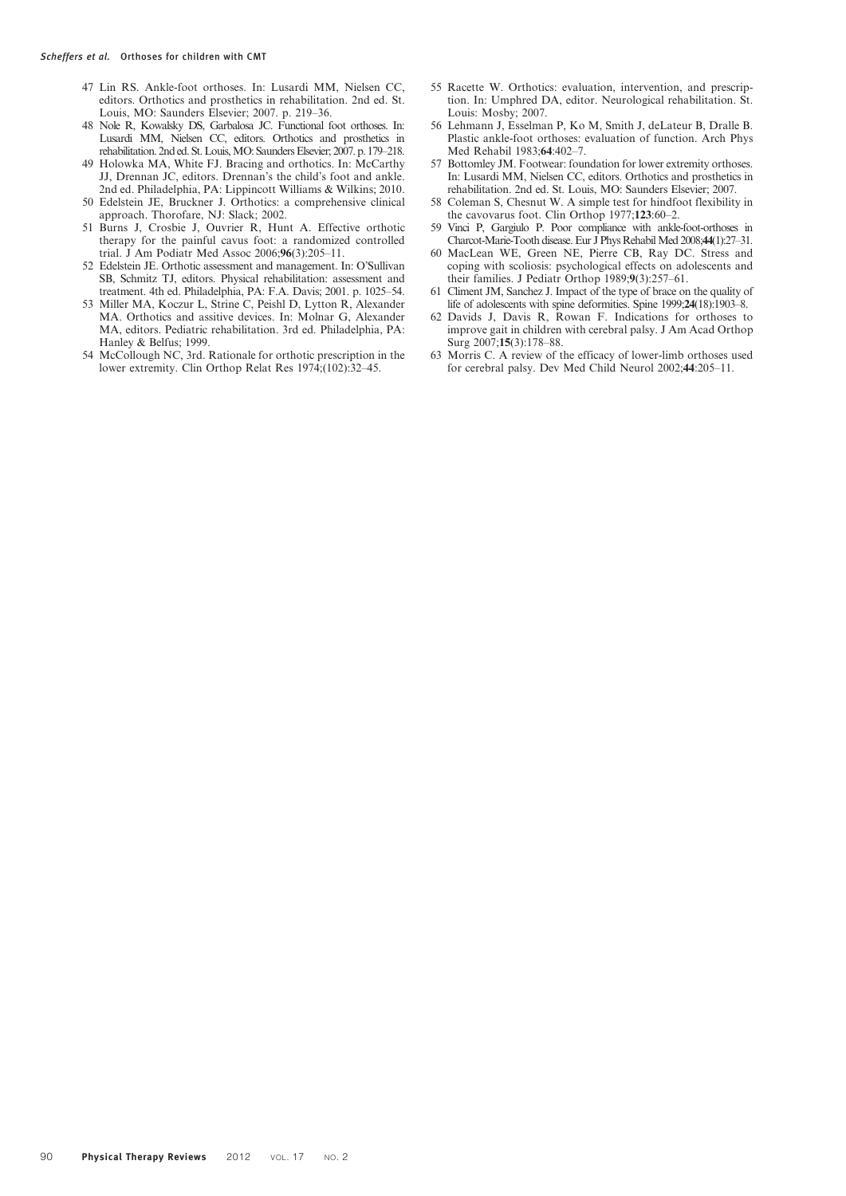47 Lin RS. Ankle-foot orthoses. In: Lusardi MM, Nielsen CC, editors. Orthotics and prosthetics in rehabilitation. 2nd ed. St. Louis, MO: Saunders Elsevier; 2007. p. 219–36.

48 Nole R, Kowalsky DS, Garbalosa JC. Functional foot orthoses. In: Lusardi MM, Nielsen CC, editors. Orthotics and prosthetics in rehabilitation. 2nd ed. St. Louis, MO: Saunders Elsevier; 2007. p. 179–218.

49 Holowka MA, White FJ. Bracing and orthotics. In: McCarthy JJ, Drennan JC, editors. Drennan's the child's foot and ankle. 2nd ed. Philadelphia, PA: Lippincott Williams & Wilkins; 2010.

50 Edelstein JE, Bruckner J. Orthotics: a comprehensive clinical approach. Thorofare, NJ: Slack; 2002.

51 Burns J, Crosbie J, Ouvrier R, Hunt A. Effective orthotic therapy for the painful cavus foot: a randomized controlled trial. J Am Podiatr Med Assoc 2006;**96**(3):205–11.

52 Edelstein JE. Orthotic assessment and management. In: O'Sullivan SB, Schmitz TJ, editors. Physical rehabilitation: assessment and treatment. 4th ed. Philadelphia, PA: F.A. Davis; 2001. p. 1025–54.

53 Miller MA, Koczur L, Strine C, Peishl D, Lytton R, Alexander MA. Orthotics and assitive devices. In: Molnar G, Alexander MA, editors. Pediatric rehabilitation. 3rd ed. Philadelphia, PA: Hanley & Belfus; 1999.

54 McCollough NC, 3rd. Rationale for orthotic prescription in the lower extremity. Clin Orthop Relat Res 1974;(102):32–45.

55 Racette W. Orthotics: evaluation, intervention, and prescription. In: Umphred DA, editor. Neurological rehabilitation. St. Louis: Mosby; 2007.

56 Lehmann J, Esselman P, Ko M, Smith J, deLateur B, Dralle B. Plastic ankle-foot orthoses: evaluation of function. Arch Phys Med Rehabil 1983;**64**:402–7.

57 Bottomley JM. Footwear: foundation for lower extremity orthoses. In: Lusardi MM, Nielsen CC, editors. Orthotics and prosthetics in rehabilitation. 2nd ed. St. Louis, MO: Saunders Elsevier; 2007.

58 Coleman S, Chesnut W. A simple test for hindfoot flexibility in the cavovarus foot. Clin Orthop 1977;**123**:60–2.

59 Vinci P, Gargiulo P. Poor compliance with ankle-foot-orthoses in Charcot-Marie-Tooth disease. Eur J Phys Rehabil Med 2008;**44**(1):27–31.

60 MacLean WE, Green NE, Pierre CB, Ray DC. Stress and coping with scoliosis: psychological effects on adolescents and their families. J Pediatr Orthop 1989;**9**(3):257–61.

61 Climent JM, Sanchez J. Impact of the type of brace on the quality of life of adolescents with spine deformities. Spine 1999;**24**(18):1903–8.

62 Davids J, Davis R, Rowan F. Indications for orthoses to improve gait in children with cerebral palsy. J Am Acad Orthop Surg 2007;**15**(3):178–88.

63 Morris C. A review of the efficacy of lower-limb orthoses used for cerebral palsy. Dev Med Child Neurol 2002;**44**:205–11.